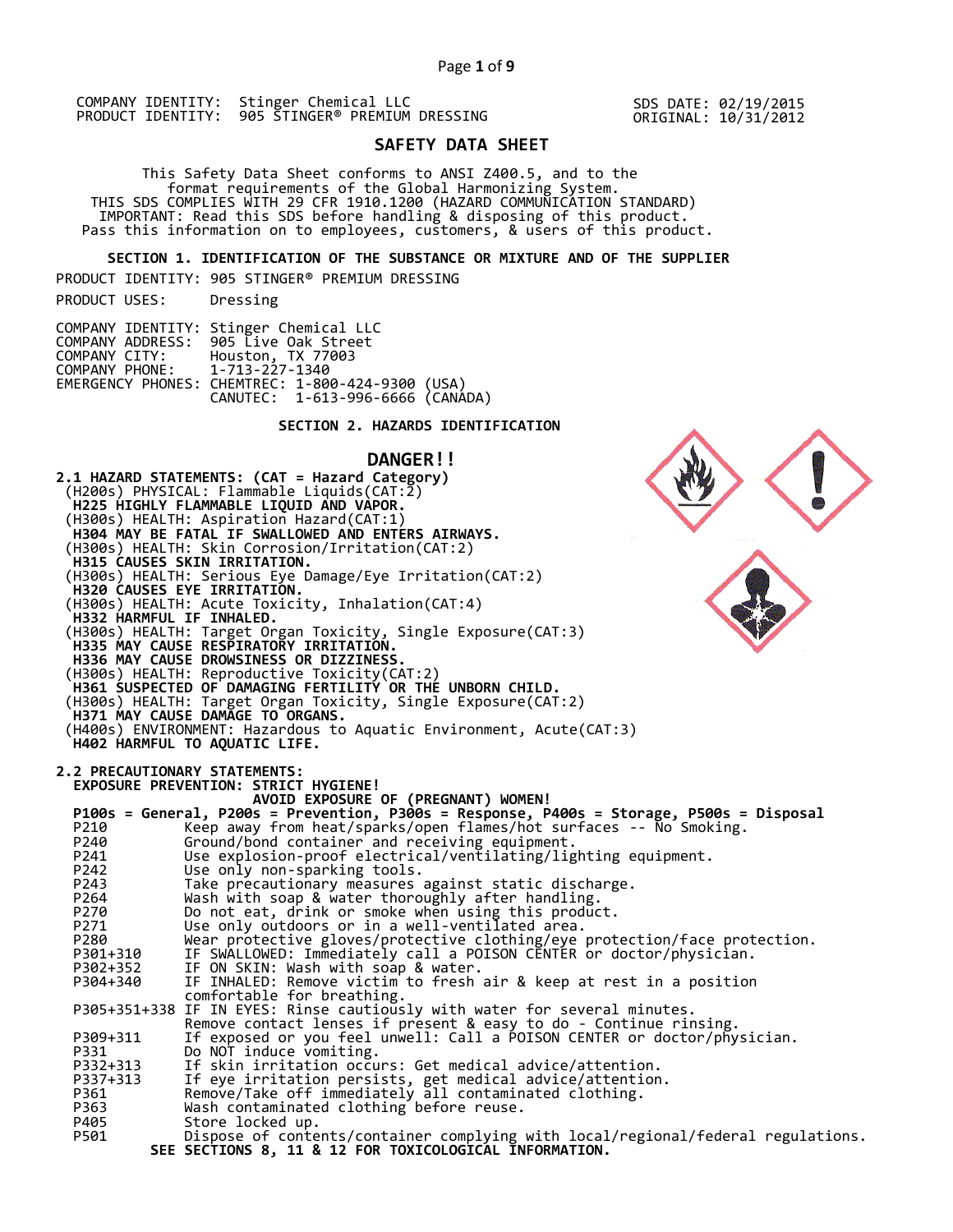COMPANY IDENTITY: Stinger Chemical LLC
PRODUCT IDENTITY: 905 STINGER® PREMIUM DRESSING

SDS DATE: 02/19/2015
ORIGINAL: 10/31/2012

# SAFETY DATA SHEET

This Safety Data Sheet conforms to ANSI Z400.5, and to the format requirements of the Global Harmonizing System.
THIS SDS COMPLIES WITH 29 CFR 1910.1200 (HAZARD COMMUNICATION STANDARD)
IMPORTANT: Read this SDS before handling & disposing of this product.
Pass this information on to employees, customers, & users of this product.

## SECTION 1. IDENTIFICATION OF THE SUBSTANCE OR MIXTURE AND OF THE SUPPLIER

PRODUCT IDENTITY: 905 STINGER® PREMIUM DRESSING

PRODUCT USES: Dressing

COMPANY IDENTITY: Stinger Chemical LLC
COMPANY ADDRESS: 905 Live Oak Street
COMPANY CITY: Houston, TX 77003
COMPANY PHONE: 1-713-227-1340
EMERGENCY PHONES: CHEMTREC: 1-800-424-9300 (USA)
CANUTEC: 1-613-996-6666 (CANADA)

## SECTION 2. HAZARDS IDENTIFICATION

**DANGER!!**

**2.1 HAZARD STATEMENTS: (CAT = Hazard Category)**

(H200s) PHYSICAL: Flammable Liquids(CAT:2)
**H225 HIGHLY FLAMMABLE LIQUID AND VAPOR.**
(H300s) HEALTH: Aspiration Hazard(CAT:1)
**H304 MAY BE FATAL IF SWALLOWED AND ENTERS AIRWAYS.**
(H300s) HEALTH: Skin Corrosion/Irritation(CAT:2)
**H315 CAUSES SKIN IRRITATION.**
(H300s) HEALTH: Serious Eye Damage/Eye Irritation(CAT:2)
**H320 CAUSES EYE IRRITATION.**
(H300s) HEALTH: Acute Toxicity, Inhalation(CAT:4)
**H332 HARMFUL IF INHALED.**
(H300s) HEALTH: Target Organ Toxicity, Single Exposure(CAT:3)
**H335 MAY CAUSE RESPIRATORY IRRITATION.**
**H336 MAY CAUSE DROWSINESS OR DIZZINESS.**
(H300s) HEALTH: Reproductive Toxicity(CAT:2)
**H361 SUSPECTED OF DAMAGING FERTILITY OR THE UNBORN CHILD.**
(H300s) HEALTH: Target Organ Toxicity, Single Exposure(CAT:2)
**H371 MAY CAUSE DAMAGE TO ORGANS.**
(H400s) ENVIRONMENT: Hazardous to Aquatic Environment, Acute(CAT:3)
**H402 HARMFUL TO AQUATIC LIFE.**

**2.2 PRECAUTIONARY STATEMENTS:**

**EXPOSURE PREVENTION: STRICT HYGIENE!**
**AVOID EXPOSURE OF (PREGNANT) WOMEN!**

**P100s = General, P200s = Prevention, P300s = Response, P400s = Storage, P500s = Disposal**

| Code | Statement |
|---|---|
| P210 | Keep away from heat/sparks/open flames/hot surfaces -- No Smoking. |
| P240 | Ground/bond container and receiving equipment. |
| P241 | Use explosion-proof electrical/ventilating/lighting equipment. |
| P242 | Use only non-sparking tools. |
| P243 | Take precautionary measures against static discharge. |
| P264 | Wash with soap & water thoroughly after handling. |
| P270 | Do not eat, drink or smoke when using this product. |
| P271 | Use only outdoors or in a well-ventilated area. |
| P280 | Wear protective gloves/protective clothing/eye protection/face protection. |
| P301+310 | IF SWALLOWED: Immediately call a POISON CENTER or doctor/physician. |
| P302+352 | IF ON SKIN: Wash with soap & water. |
| P304+340 | IF INHALED: Remove victim to fresh air & keep at rest in a position comfortable for breathing. |
| P305+351+338 | IF IN EYES: Rinse cautiously with water for several minutes. Remove contact lenses if present & easy to do - Continue rinsing. |
| P309+311 | If exposed or you feel unwell: Call a POISON CENTER or doctor/physician. |
| P331 | Do NOT induce vomiting. |
| P332+313 | If skin irritation occurs: Get medical advice/attention. |
| P337+313 | If eye irritation persists, get medical advice/attention. |
| P361 | Remove/Take off immediately all contaminated clothing. |
| P363 | Wash contaminated clothing before reuse. |
| P405 | Store locked up. |
| P501 | Dispose of contents/container complying with local/regional/federal regulations. |

**SEE SECTIONS 8, 11 & 12 FOR TOXICOLOGICAL INFORMATION.**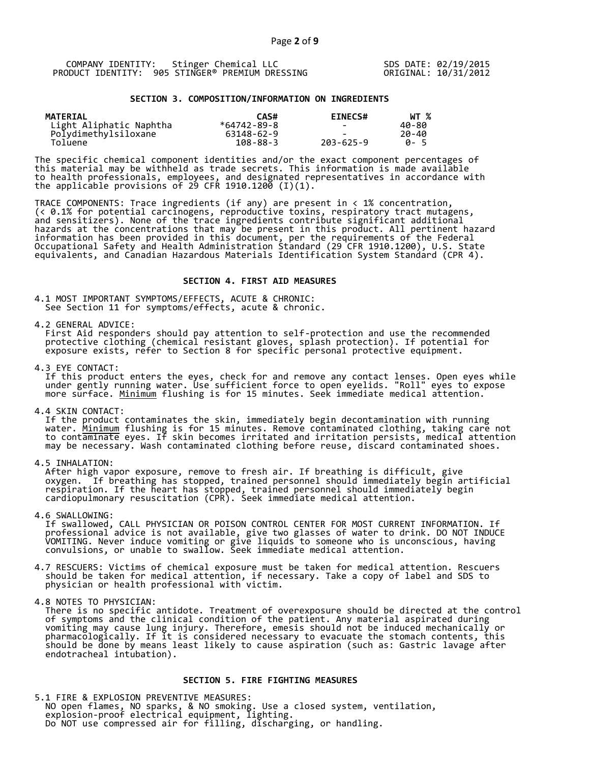COMPANY IDENTITY: Stinger Chemical LLC
PRODUCT IDENTITY: 905 STINGER® PREMIUM DRESSING

SDS DATE: 02/19/2015
ORIGINAL: 10/31/2012

## SECTION 3. COMPOSITION/INFORMATION ON INGREDIENTS

| MATERIAL | CAS# | EINECS# | WT % |
|---|---|---|---|
| Light Aliphatic Naphtha | *64742-89-8 | - | 40-80 |
| Polydimethylsiloxane | 63148-62-9 | - | 20-40 |
| Toluene | 108-88-3 | 203-625-9 | 0- 5 |

The specific chemical component identities and/or the exact component percentages of this material may be withheld as trade secrets. This information is made available to health professionals, employees, and designated representatives in accordance with the applicable provisions of 29 CFR 1910.1200 (I)(1).

TRACE COMPONENTS: Trace ingredients (if any) are present in < 1% concentration, (< 0.1% for potential carcinogens, reproductive toxins, respiratory tract mutagens, and sensitizers). None of the trace ingredients contribute significant additional hazards at the concentrations that may be present in this product. All pertinent hazard information has been provided in this document, per the requirements of the Federal Occupational Safety and Health Administration Standard (29 CFR 1910.1200), U.S. State equivalents, and Canadian Hazardous Materials Identification System Standard (CPR 4).

## SECTION 4. FIRST AID MEASURES

4.1 MOST IMPORTANT SYMPTOMS/EFFECTS, ACUTE & CHRONIC:
See Section 11 for symptoms/effects, acute & chronic.

4.2 GENERAL ADVICE:
First Aid responders should pay attention to self-protection and use the recommended protective clothing (chemical resistant gloves, splash protection). If potential for exposure exists, refer to Section 8 for specific personal protective equipment.

4.3 EYE CONTACT:
If this product enters the eyes, check for and remove any contact lenses. Open eyes while under gently running water. Use sufficient force to open eyelids. "Roll" eyes to expose more surface. Minimum flushing is for 15 minutes. Seek immediate medical attention.

4.4 SKIN CONTACT:
If the product contaminates the skin, immediately begin decontamination with running water. Minimum flushing is for 15 minutes. Remove contaminated clothing, taking care not to contaminate eyes. If skin becomes irritated and irritation persists, medical attention may be necessary. Wash contaminated clothing before reuse, discard contaminated shoes.

4.5 INHALATION:
After high vapor exposure, remove to fresh air. If breathing is difficult, give oxygen. If breathing has stopped, trained personnel should immediately begin artificial respiration. If the heart has stopped, trained personnel should immediately begin cardiopulmonary resuscitation (CPR). Seek immediate medical attention.

4.6 SWALLOWING:
If swallowed, CALL PHYSICIAN OR POISON CONTROL CENTER FOR MOST CURRENT INFORMATION. If professional advice is not available, give two glasses of water to drink. DO NOT INDUCE VOMITING. Never induce vomiting or give liquids to someone who is unconscious, having convulsions, or unable to swallow. Seek immediate medical attention.

4.7 RESCUERS: Victims of chemical exposure must be taken for medical attention. Rescuers should be taken for medical attention, if necessary. Take a copy of label and SDS to physician or health professional with victim.

4.8 NOTES TO PHYSICIAN:
There is no specific antidote. Treatment of overexposure should be directed at the control of symptoms and the clinical condition of the patient. Any material aspirated during vomiting may cause lung injury. Therefore, emesis should not be induced mechanically or pharmacologically. If it is considered necessary to evacuate the stomach contents, this should be done by means least likely to cause aspiration (such as: Gastric lavage after endotracheal intubation).

## SECTION 5. FIRE FIGHTING MEASURES

5.1 FIRE & EXPLOSION PREVENTIVE MEASURES:
NO open flames, NO sparks, & NO smoking. Use a closed system, ventilation, explosion-proof electrical equipment, lighting.
Do NOT use compressed air for filling, discharging, or handling.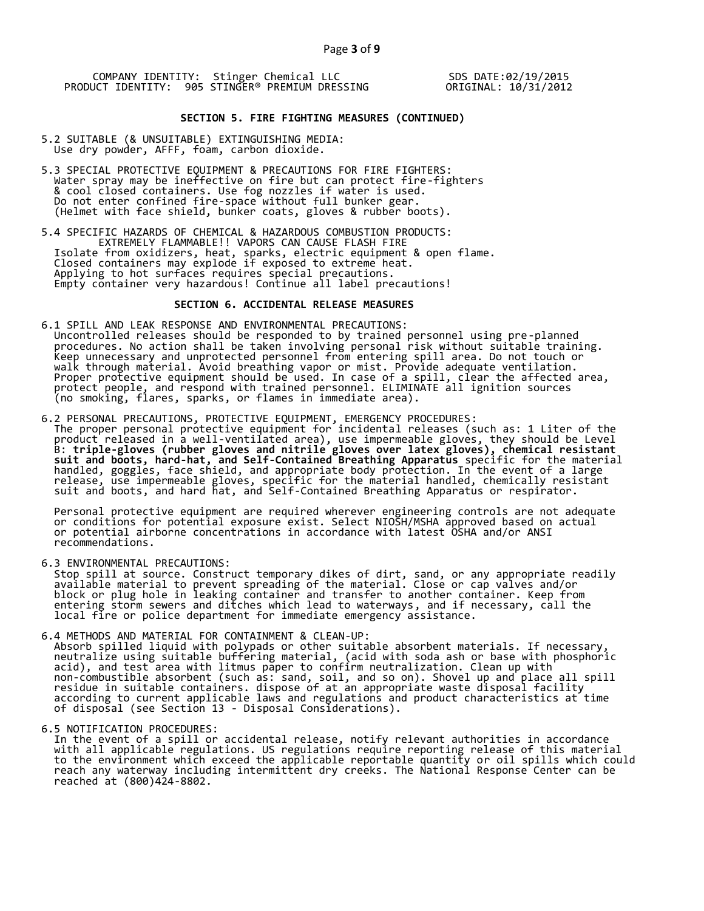COMPANY IDENTITY: Stinger Chemical LLC  
PRODUCT IDENTITY: 905 STINGER® PREMIUM DRESSING

SDS DATE:02/19/2015  
ORIGINAL: 10/31/2012

## SECTION 5. FIRE FIGHTING MEASURES (CONTINUED)

5.2 SUITABLE (& UNSUITABLE) EXTINGUISHING MEDIA:
Use dry powder, AFFF, foam, carbon dioxide.

5.3 SPECIAL PROTECTIVE EQUIPMENT & PRECAUTIONS FOR FIRE FIGHTERS:
Water spray may be ineffective on fire but can protect fire-fighters & cool closed containers. Use fog nozzles if water is used. Do not enter confined fire-space without full bunker gear. (Helmet with face shield, bunker coats, gloves & rubber boots).

5.4 SPECIFIC HAZARDS OF CHEMICAL & HAZARDOUS COMBUSTION PRODUCTS:
EXTREMELY FLAMMABLE!! VAPORS CAN CAUSE FLASH FIRE
Isolate from oxidizers, heat, sparks, electric equipment & open flame. Closed containers may explode if exposed to extreme heat. Applying to hot surfaces requires special precautions. Empty container very hazardous! Continue all label precautions!

## SECTION 6. ACCIDENTAL RELEASE MEASURES

6.1 SPILL AND LEAK RESPONSE AND ENVIRONMENTAL PRECAUTIONS:
Uncontrolled releases should be responded to by trained personnel using pre-planned procedures. No action shall be taken involving personal risk without suitable training. Keep unnecessary and unprotected personnel from entering spill area. Do not touch or walk through material. Avoid breathing vapor or mist. Provide adequate ventilation. Proper protective equipment should be used. In case of a spill, clear the affected area, protect people, and respond with trained personnel. ELIMINATE all ignition sources (no smoking, flares, sparks, or flames in immediate area).

6.2 PERSONAL PRECAUTIONS, PROTECTIVE EQUIPMENT, EMERGENCY PROCEDURES:
The proper personal protective equipment for incidental releases (such as: 1 Liter of the product released in a well-ventilated area), use impermeable gloves, they should be Level B: **triple-gloves (rubber gloves and nitrile gloves over latex gloves), chemical resistant suit and boots, hard-hat, and Self-Contained Breathing Apparatus** specific for the material handled, goggles, face shield, and appropriate body protection. In the event of a large release, use impermeable gloves, specific for the material handled, chemically resistant suit and boots, and hard hat, and Self-Contained Breathing Apparatus or respirator.

Personal protective equipment are required wherever engineering controls are not adequate or conditions for potential exposure exist. Select NIOSH/MSHA approved based on actual or potential airborne concentrations in accordance with latest OSHA and/or ANSI recommendations.

6.3 ENVIRONMENTAL PRECAUTIONS:
Stop spill at source. Construct temporary dikes of dirt, sand, or any appropriate readily available material to prevent spreading of the material. Close or cap valves and/or block or plug hole in leaking container and transfer to another container. Keep from entering storm sewers and ditches which lead to waterways, and if necessary, call the local fire or police department for immediate emergency assistance.

6.4 METHODS AND MATERIAL FOR CONTAINMENT & CLEAN-UP:
Absorb spilled liquid with polypads or other suitable absorbent materials. If necessary, neutralize using suitable buffering material, (acid with soda ash or base with phosphoric acid), and test area with litmus paper to confirm neutralization. Clean up with non-combustible absorbent (such as: sand, soil, and so on). Shovel up and place all spill residue in suitable containers. dispose of at an appropriate waste disposal facility according to current applicable laws and regulations and product characteristics at time of disposal (see Section 13 - Disposal Considerations).

6.5 NOTIFICATION PROCEDURES:
In the event of a spill or accidental release, notify relevant authorities in accordance with all applicable regulations. US regulations require reporting release of this material to the environment which exceed the applicable reportable quantity or oil spills which could reach any waterway including intermittent dry creeks. The National Response Center can be reached at (800)424-8802.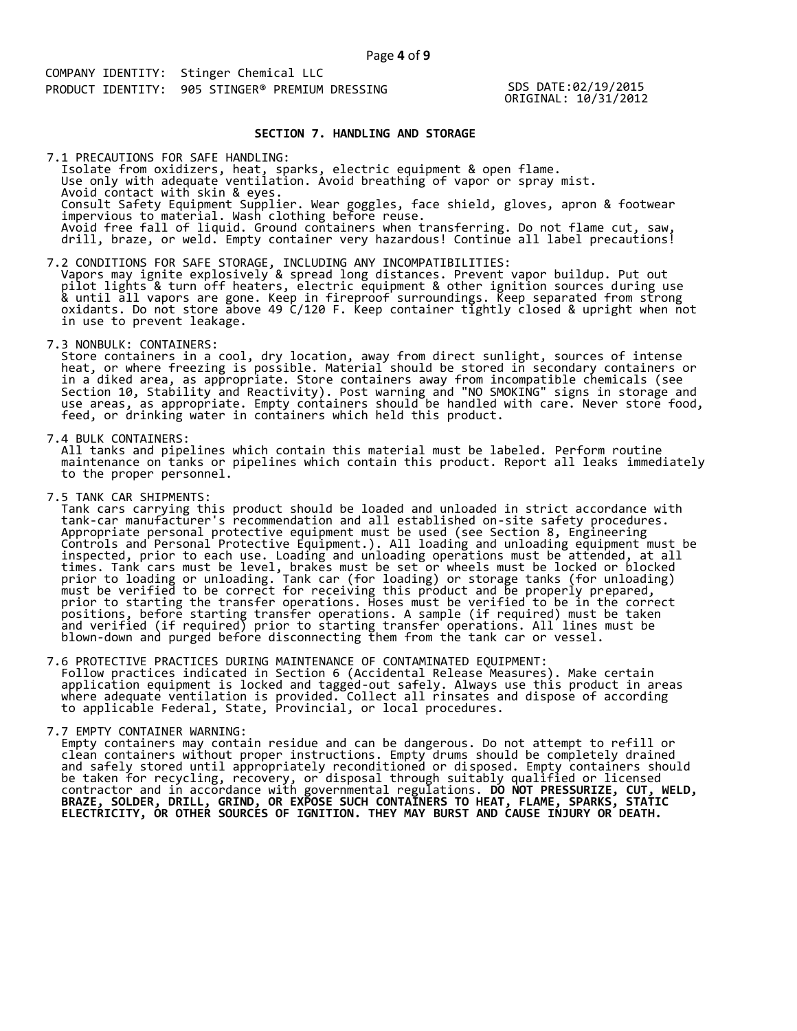COMPANY IDENTITY: Stinger Chemical LLC
PRODUCT IDENTITY: 905 STINGER® PREMIUM DRESSING

SDS DATE:02/19/2015
ORIGINAL: 10/31/2012

## SECTION 7. HANDLING AND STORAGE

7.1 PRECAUTIONS FOR SAFE HANDLING:
Isolate from oxidizers, heat, sparks, electric equipment & open flame. Use only with adequate ventilation. Avoid breathing of vapor or spray mist. Avoid contact with skin & eyes. Consult Safety Equipment Supplier. Wear goggles, face shield, gloves, apron & footwear impervious to material. Wash clothing before reuse. Avoid free fall of liquid. Ground containers when transferring. Do not flame cut, saw, drill, braze, or weld. Empty container very hazardous! Continue all label precautions!

7.2 CONDITIONS FOR SAFE STORAGE, INCLUDING ANY INCOMPATIBILITIES:
Vapors may ignite explosively & spread long distances. Prevent vapor buildup. Put out pilot lights & turn off heaters, electric equipment & other ignition sources during use & until all vapors are gone. Keep in fireproof surroundings. Keep separated from strong oxidants. Do not store above 49 C/120 F. Keep container tightly closed & upright when not in use to prevent leakage.

7.3 NONBULK: CONTAINERS:
Store containers in a cool, dry location, away from direct sunlight, sources of intense heat, or where freezing is possible. Material should be stored in secondary containers or in a diked area, as appropriate. Store containers away from incompatible chemicals (see Section 10, Stability and Reactivity). Post warning and "NO SMOKING" signs in storage and use areas, as appropriate. Empty containers should be handled with care. Never store food, feed, or drinking water in containers which held this product.

7.4 BULK CONTAINERS:
All tanks and pipelines which contain this material must be labeled. Perform routine maintenance on tanks or pipelines which contain this product. Report all leaks immediately to the proper personnel.

7.5 TANK CAR SHIPMENTS:
Tank cars carrying this product should be loaded and unloaded in strict accordance with tank-car manufacturer's recommendation and all established on-site safety procedures. Appropriate personal protective equipment must be used (see Section 8, Engineering Controls and Personal Protective Equipment.). All loading and unloading equipment must be inspected, prior to each use. Loading and unloading operations must be attended, at all times. Tank cars must be level, brakes must be set or wheels must be locked or blocked prior to loading or unloading. Tank car (for loading) or storage tanks (for unloading) must be verified to be correct for receiving this product and be properly prepared, prior to starting the transfer operations. Hoses must be verified to be in the correct positions, before starting transfer operations. A sample (if required) must be taken and verified (if required) prior to starting transfer operations. All lines must be blown-down and purged before disconnecting them from the tank car or vessel.

7.6 PROTECTIVE PRACTICES DURING MAINTENANCE OF CONTAMINATED EQUIPMENT:
Follow practices indicated in Section 6 (Accidental Release Measures). Make certain application equipment is locked and tagged-out safely. Always use this product in areas where adequate ventilation is provided. Collect all rinsates and dispose of according to applicable Federal, State, Provincial, or local procedures.

7.7 EMPTY CONTAINER WARNING:
Empty containers may contain residue and can be dangerous. Do not attempt to refill or clean containers without proper instructions. Empty drums should be completely drained and safely stored until appropriately reconditioned or disposed. Empty containers should be taken for recycling, recovery, or disposal through suitably qualified or licensed contractor and in accordance with governmental regulations. **DO NOT PRESSURIZE, CUT, WELD, BRAZE, SOLDER, DRILL, GRIND, OR EXPOSE SUCH CONTAINERS TO HEAT, FLAME, SPARKS, STATIC ELECTRICITY, OR OTHER SOURCES OF IGNITION. THEY MAY BURST AND CAUSE INJURY OR DEATH.**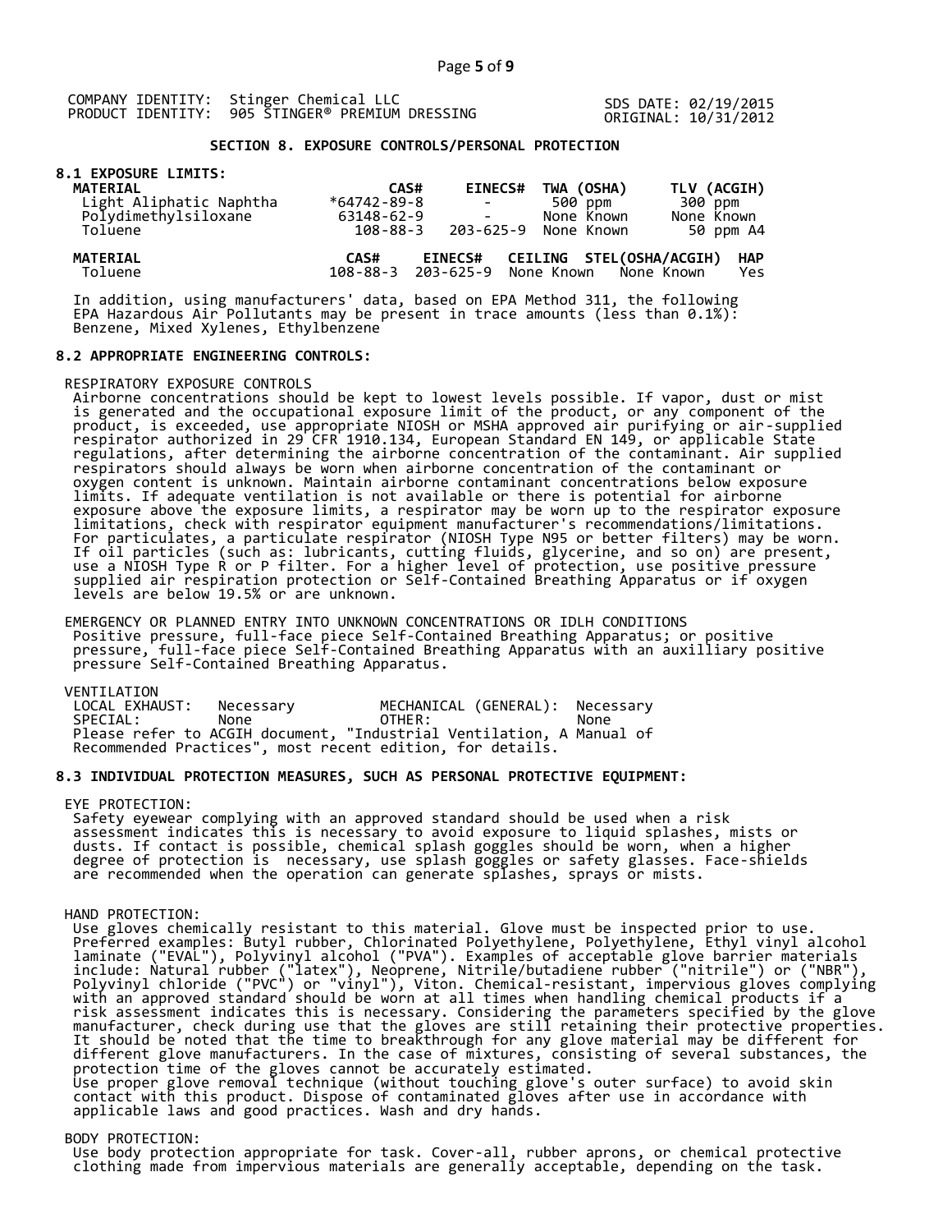COMPANY IDENTITY: Stinger Chemical LLC
PRODUCT IDENTITY: 905 STINGER® PREMIUM DRESSING

SDS DATE: 02/19/2015
ORIGINAL: 10/31/2012

## SECTION 8. EXPOSURE CONTROLS/PERSONAL PROTECTION

### 8.1 EXPOSURE LIMITS:

| MATERIAL | CAS# | EINECS# | TWA (OSHA) | TLV (ACGIH) |
|---|---|---|---|---|
| Light Aliphatic Naphtha | *64742-89-8 | - | 500 ppm | 300 ppm |
| Polydimethylsiloxane | 63148-62-9 | - | None Known | None Known |
| Toluene | 108-88-3 | 203-625-9 | None Known | 50 ppm A4 |

| MATERIAL | CAS# | EINECS# | CEILING | STEL(OSHA/ACGIH) | HAP |
|---|---|---|---|---|---|
| Toluene | 108-88-3 | 203-625-9 | None Known | None Known | Yes |

In addition, using manufacturers' data, based on EPA Method 311, the following EPA Hazardous Air Pollutants may be present in trace amounts (less than 0.1%): Benzene, Mixed Xylenes, Ethylbenzene

### 8.2 APPROPRIATE ENGINEERING CONTROLS:

RESPIRATORY EXPOSURE CONTROLS
Airborne concentrations should be kept to lowest levels possible. If vapor, dust or mist is generated and the occupational exposure limit of the product, or any component of the product, is exceeded, use appropriate NIOSH or MSHA approved air purifying or air-supplied respirator authorized in 29 CFR 1910.134, European Standard EN 149, or applicable State regulations, after determining the airborne concentration of the contaminant. Air supplied respirators should always be worn when airborne concentration of the contaminant or oxygen content is unknown. Maintain airborne contaminant concentrations below exposure limits. If adequate ventilation is not available or there is potential for airborne exposure above the exposure limits, a respirator may be worn up to the respirator exposure limitations, check with respirator equipment manufacturer's recommendations/limitations. For particulates, a particulate respirator (NIOSH Type N95 or better filters) may be worn. If oil particles (such as: lubricants, cutting fluids, glycerine, and so on) are present, use a NIOSH Type R or P filter. For a higher level of protection, use positive pressure supplied air respiration protection or Self-Contained Breathing Apparatus or if oxygen levels are below 19.5% or are unknown.

EMERGENCY OR PLANNED ENTRY INTO UNKNOWN CONCENTRATIONS OR IDLH CONDITIONS
Positive pressure, full-face piece Self-Contained Breathing Apparatus; or positive pressure, full-face piece Self-Contained Breathing Apparatus with an auxilliary positive pressure Self-Contained Breathing Apparatus.

VENTILATION

| | | | |
|---|---|---|---|
| LOCAL EXHAUST: | Necessary | MECHANICAL (GENERAL): | Necessary |
| SPECIAL: | None | OTHER: | None |

Please refer to ACGIH document, "Industrial Ventilation, A Manual of Recommended Practices", most recent edition, for details.

### 8.3 INDIVIDUAL PROTECTION MEASURES, SUCH AS PERSONAL PROTECTIVE EQUIPMENT:

EYE PROTECTION:
Safety eyewear complying with an approved standard should be used when a risk assessment indicates this is necessary to avoid exposure to liquid splashes, mists or dusts. If contact is possible, chemical splash goggles should be worn, when a higher degree of protection is necessary, use splash goggles or safety glasses. Face-shields are recommended when the operation can generate splashes, sprays or mists.

HAND PROTECTION:
Use gloves chemically resistant to this material. Glove must be inspected prior to use. Preferred examples: Butyl rubber, Chlorinated Polyethylene, Polyethylene, Ethyl vinyl alcohol laminate ("EVAL"), Polyvinyl alcohol ("PVA"). Examples of acceptable glove barrier materials include: Natural rubber ("latex"), Neoprene, Nitrile/butadiene rubber ("nitrile") or ("NBR"), Polyvinyl chloride ("PVC") or "vinyl"), Viton. Chemical-resistant, impervious gloves complying with an approved standard should be worn at all times when handling chemical products if a risk assessment indicates this is necessary. Considering the parameters specified by the glove manufacturer, check during use that the gloves are still retaining their protective properties. It should be noted that the time to breakthrough for any glove material may be different for different glove manufacturers. In the case of mixtures, consisting of several substances, the protection time of the gloves cannot be accurately estimated.
Use proper glove removal technique (without touching glove's outer surface) to avoid skin contact with this product. Dispose of contaminated gloves after use in accordance with applicable laws and good practices. Wash and dry hands.

BODY PROTECTION:
Use body protection appropriate for task. Cover-all, rubber aprons, or chemical protective clothing made from impervious materials are generally acceptable, depending on the task.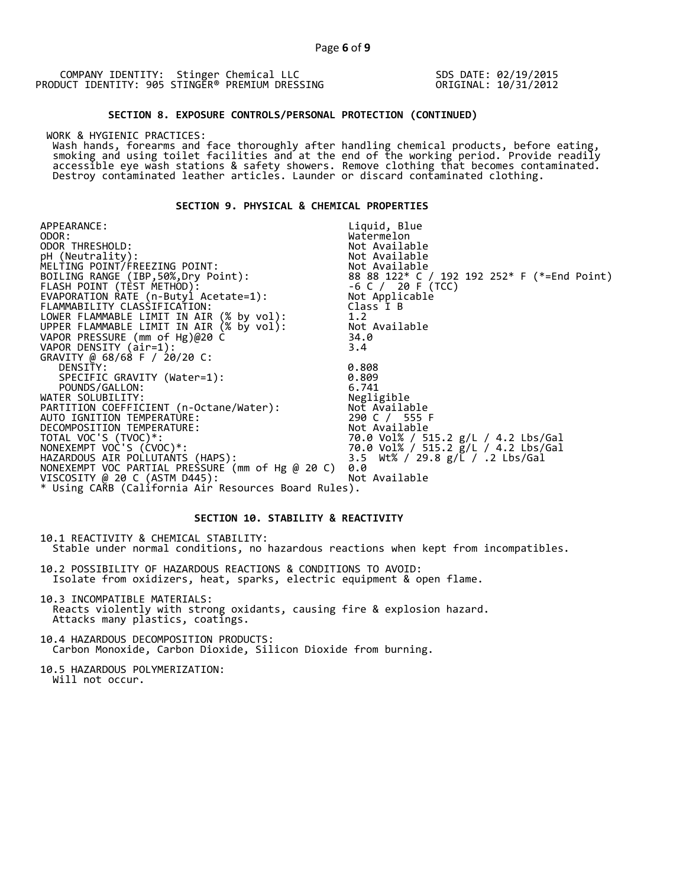COMPANY IDENTITY: Stinger Chemical LLC
PRODUCT IDENTITY: 905 STINGER® PREMIUM DRESSING

SDS DATE: 02/19/2015
ORIGINAL: 10/31/2012

## SECTION 8. EXPOSURE CONTROLS/PERSONAL PROTECTION (CONTINUED)

WORK & HYGIENIC PRACTICES:
Wash hands, forearms and face thoroughly after handling chemical products, before eating, smoking and using toilet facilities and at the end of the working period. Provide readily accessible eye wash stations & safety showers. Remove clothing that becomes contaminated. Destroy contaminated leather articles. Launder or discard contaminated clothing.

## SECTION 9. PHYSICAL & CHEMICAL PROPERTIES

| Property | Value |
|---|---|
| APPEARANCE: | Liquid, Blue |
| ODOR: | Watermelon |
| ODOR THRESHOLD: | Not Available |
| pH (Neutrality): | Not Available |
| MELTING POINT/FREEZING POINT: | Not Available |
| BOILING RANGE (IBP,50%,Dry Point): | 88 88 122* C / 192 192 252* F (*=End Point) |
| FLASH POINT (TEST METHOD): | -6 C / 20 F (TCC) |
| EVAPORATION RATE (n-Butyl Acetate=1): | Not Applicable |
| FLAMMABILITY CLASSIFICATION: | Class I B |
| LOWER FLAMMABLE LIMIT IN AIR (% by vol): | 1.2 |
| UPPER FLAMMABLE LIMIT IN AIR (% by vol): | Not Available |
| VAPOR PRESSURE (mm of Hg)@20 C | 34.0 |
| VAPOR DENSITY (air=1): | 3.4 |
| GRAVITY @ 68/68 F / 20/20 C: | |
| DENSITY: | 0.808 |
| SPECIFIC GRAVITY (Water=1): | 0.809 |
| POUNDS/GALLON: | 6.741 |
| WATER SOLUBILITY: | Negligible |
| PARTITION COEFFICIENT (n-Octane/Water): | Not Available |
| AUTO IGNITION TEMPERATURE: | 290 C / 555 F |
| DECOMPOSITION TEMPERATURE: | Not Available |
| TOTAL VOC'S (TVOC)*: | 70.0 Vol% / 515.2 g/L / 4.2 Lbs/Gal |
| NONEXEMPT VOC'S (CVOC)*: | 70.0 Vol% / 515.2 g/L / 4.2 Lbs/Gal |
| HAZARDOUS AIR POLLUTANTS (HAPS): | 3.5 Wt% / 29.8 g/L / .2 Lbs/Gal |
| NONEXEMPT VOC PARTIAL PRESSURE (mm of Hg @ 20 C) | 0.0 |
| VISCOSITY @ 20 C (ASTM D445): | Not Available |

* Using CARB (California Air Resources Board Rules).

## SECTION 10. STABILITY & REACTIVITY

10.1 REACTIVITY & CHEMICAL STABILITY:
Stable under normal conditions, no hazardous reactions when kept from incompatibles.

10.2 POSSIBILITY OF HAZARDOUS REACTIONS & CONDITIONS TO AVOID:
Isolate from oxidizers, heat, sparks, electric equipment & open flame.

10.3 INCOMPATIBLE MATERIALS:
Reacts violently with strong oxidants, causing fire & explosion hazard.
Attacks many plastics, coatings.

10.4 HAZARDOUS DECOMPOSITION PRODUCTS:
Carbon Monoxide, Carbon Dioxide, Silicon Dioxide from burning.

10.5 HAZARDOUS POLYMERIZATION:
Will not occur.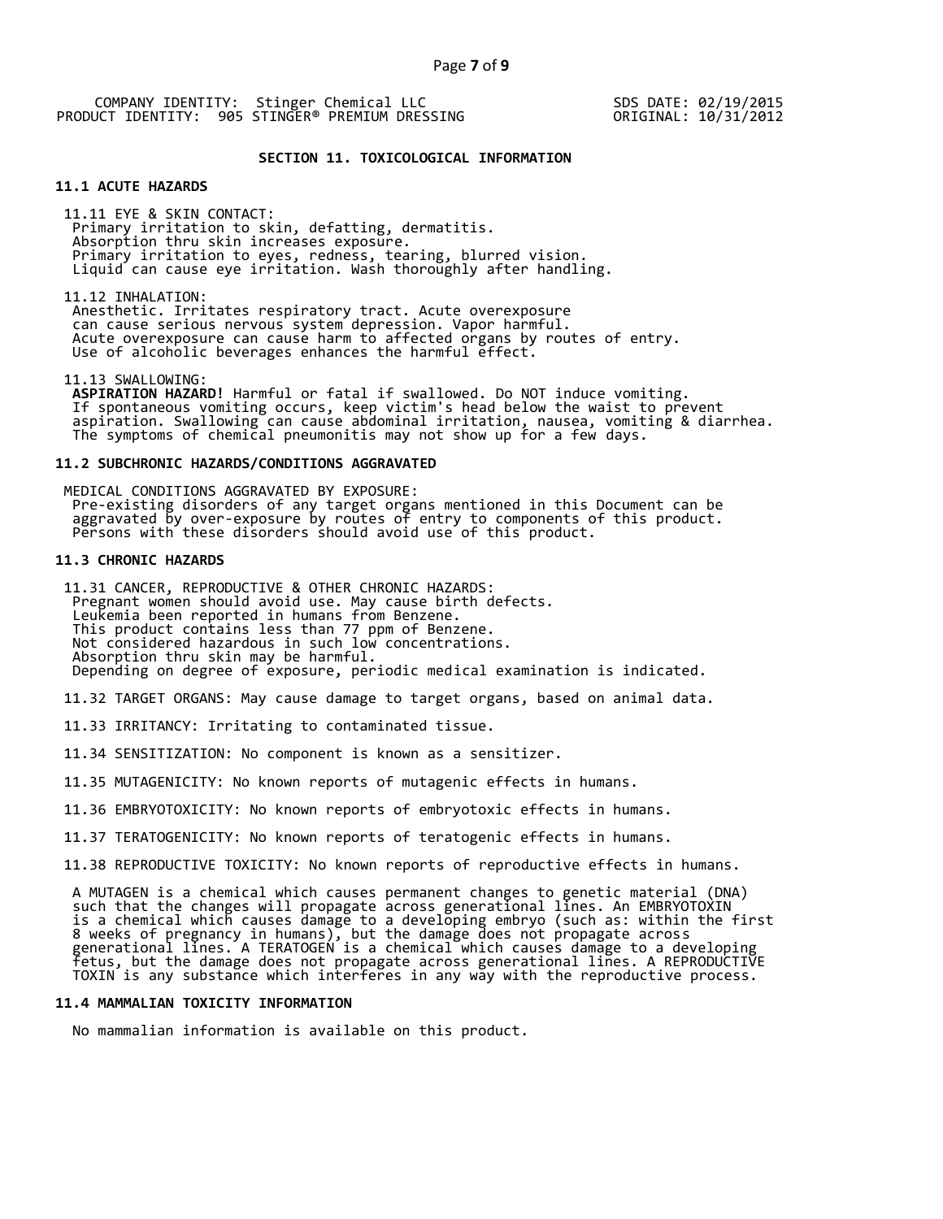COMPANY IDENTITY: Stinger Chemical LLC
PRODUCT IDENTITY: 905 STINGER® PREMIUM DRESSING

SDS DATE: 02/19/2015
ORIGINAL: 10/31/2012

## SECTION 11. TOXICOLOGICAL INFORMATION

### 11.1 ACUTE HAZARDS

11.11 EYE & SKIN CONTACT:
Primary irritation to skin, defatting, dermatitis.
Absorption thru skin increases exposure.
Primary irritation to eyes, redness, tearing, blurred vision.
Liquid can cause eye irritation. Wash thoroughly after handling.

11.12 INHALATION:
Anesthetic. Irritates respiratory tract. Acute overexposure
can cause serious nervous system depression. Vapor harmful.
Acute overexposure can cause harm to affected organs by routes of entry.
Use of alcoholic beverages enhances the harmful effect.

11.13 SWALLOWING:
**ASPIRATION HAZARD!** Harmful or fatal if swallowed. Do NOT induce vomiting.
If spontaneous vomiting occurs, keep victim's head below the waist to prevent
aspiration. Swallowing can cause abdominal irritation, nausea, vomiting & diarrhea.
The symptoms of chemical pneumonitis may not show up for a few days.

### 11.2 SUBCHRONIC HAZARDS/CONDITIONS AGGRAVATED

MEDICAL CONDITIONS AGGRAVATED BY EXPOSURE:
Pre-existing disorders of any target organs mentioned in this Document can be
aggravated by over-exposure by routes of entry to components of this product.
Persons with these disorders should avoid use of this product.

### 11.3 CHRONIC HAZARDS

11.31 CANCER, REPRODUCTIVE & OTHER CHRONIC HAZARDS:
Pregnant women should avoid use. May cause birth defects.
Leukemia been reported in humans from Benzene.
This product contains less than 77 ppm of Benzene.
Not considered hazardous in such low concentrations.
Absorption thru skin may be harmful.
Depending on degree of exposure, periodic medical examination is indicated.

11.32 TARGET ORGANS: May cause damage to target organs, based on animal data.

11.33 IRRITANCY: Irritating to contaminated tissue.

11.34 SENSITIZATION: No component is known as a sensitizer.

11.35 MUTAGENICITY: No known reports of mutagenic effects in humans.

11.36 EMBRYOTOXICITY: No known reports of embryotoxic effects in humans.

11.37 TERATOGENICITY: No known reports of teratogenic effects in humans.

11.38 REPRODUCTIVE TOXICITY: No known reports of reproductive effects in humans.

A MUTAGEN is a chemical which causes permanent changes to genetic material (DNA)
such that the changes will propagate across generational lines. An EMBRYOTOXIN
is a chemical which causes damage to a developing embryo (such as: within the first
8 weeks of pregnancy in humans), but the damage does not propagate across
generational lines. A TERATOGEN is a chemical which causes damage to a developing
fetus, but the damage does not propagate across generational lines. A REPRODUCTIVE
TOXIN is any substance which interferes in any way with the reproductive process.

### 11.4 MAMMALIAN TOXICITY INFORMATION

No mammalian information is available on this product.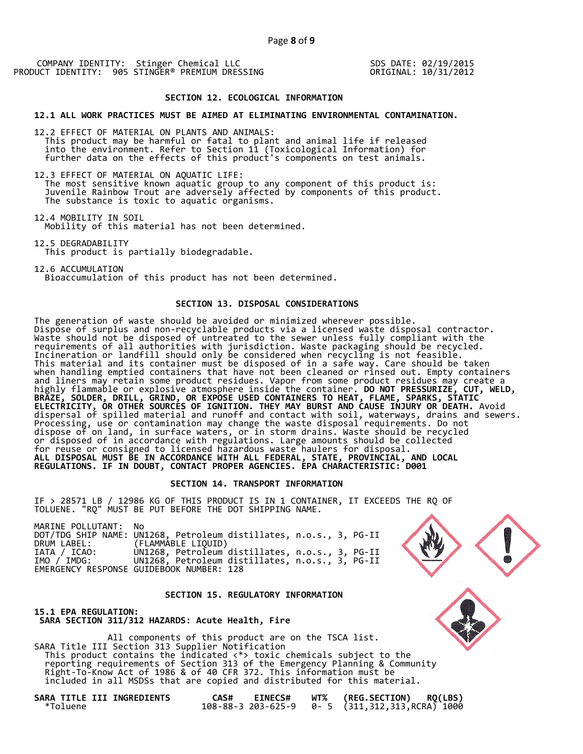COMPANY IDENTITY: Stinger Chemical LLC
PRODUCT IDENTITY: 905 STINGER® PREMIUM DRESSING

SDS DATE: 02/19/2015
ORIGINAL: 10/31/2012

## SECTION 12. ECOLOGICAL INFORMATION

**12.1 ALL WORK PRACTICES MUST BE AIMED AT ELIMINATING ENVIRONMENTAL CONTAMINATION.**

12.2 EFFECT OF MATERIAL ON PLANTS AND ANIMALS:
This product may be harmful or fatal to plant and animal life if released into the environment. Refer to Section 11 (Toxicological Information) for further data on the effects of this product's components on test animals.

12.3 EFFECT OF MATERIAL ON AQUATIC LIFE:
The most sensitive known aquatic group to any component of this product is: Juvenile Rainbow Trout are adversely affected by components of this product. The substance is toxic to aquatic organisms.

12.4 MOBILITY IN SOIL
Mobility of this material has not been determined.

12.5 DEGRADABILITY
This product is partially biodegradable.

12.6 ACCUMULATION
Bioaccumulation of this product has not been determined.

## SECTION 13. DISPOSAL CONSIDERATIONS

The generation of waste should be avoided or minimized wherever possible. Dispose of surplus and non-recyclable products via a licensed waste disposal contractor. Waste should not be disposed of untreated to the sewer unless fully compliant with the requirements of all authorities with jurisdiction. Waste packaging should be recycled. Incineration or landfill should only be considered when recycling is not feasible. This material and its container must be disposed of in a safe way. Care should be taken when handling emptied containers that have not been cleaned or rinsed out. Empty containers and liners may retain some product residues. Vapor from some product residues may create a highly flammable or explosive atmosphere inside the container. **DO NOT PRESSURIZE, CUT, WELD, BRAZE, SOLDER, DRILL, GRIND, OR EXPOSE USED CONTAINERS TO HEAT, FLAME, SPARKS, STATIC ELECTRICITY, OR OTHER SOURCES OF IGNITION. THEY MAY BURST AND CAUSE INJURY OR DEATH.** Avoid dispersal of spilled material and runoff and contact with soil, waterways, drains and sewers. Processing, use or contamination may change the waste disposal requirements. Do not dispose of on land, in surface waters, or in storm drains. Waste should be recycled or disposed of in accordance with regulations. Large amounts should be collected for reuse or consigned to licensed hazardous waste haulers for disposal.
**ALL DISPOSAL MUST BE IN ACCORDANCE WITH ALL FEDERAL, STATE, PROVINCIAL, AND LOCAL REGULATIONS. IF IN DOUBT, CONTACT PROPER AGENCIES. EPA CHARACTERISTIC: D001**

## SECTION 14. TRANSPORT INFORMATION

IF > 28571 LB / 12986 KG OF THIS PRODUCT IS IN 1 CONTAINER, IT EXCEEDS THE RQ OF TOLUENE. "RQ" MUST BE PUT BEFORE THE DOT SHIPPING NAME.

MARINE POLLUTANT: No
DOT/TDG SHIP NAME: UN1268, Petroleum distillates, n.o.s., 3, PG-II
DRUM LABEL: (FLAMMABLE LIQUID)
IATA / ICAO: UN1268, Petroleum distillates, n.o.s., 3, PG-II
IMO / IMDG: UN1268, Petroleum distillates, n.o.s., 3, PG-II
EMERGENCY RESPONSE GUIDEBOOK NUMBER: 128

## SECTION 15. REGULATORY INFORMATION

**15.1 EPA REGULATION:**
**SARA SECTION 311/312 HAZARDS: Acute Health, Fire**

All components of this product are on the TSCA list.
SARA Title III Section 313 Supplier Notification
This product contains the indicated <*> toxic chemicals subject to the reporting requirements of Section 313 of the Emergency Planning & Community Right-To-Know Act of 1986 & of 40 CFR 372. This information must be included in all MSDSs that are copied and distributed for this material.

| SARA TITLE III INGREDIENTS | CAS# | EINECS# | WT% | (REG.SECTION) | RQ(LBS) |
|---|---|---|---|---|---|
| *Toluene | 108-88-3 | 203-625-9 | 0- 5 | (311,312,313,RCRA) | 1000 |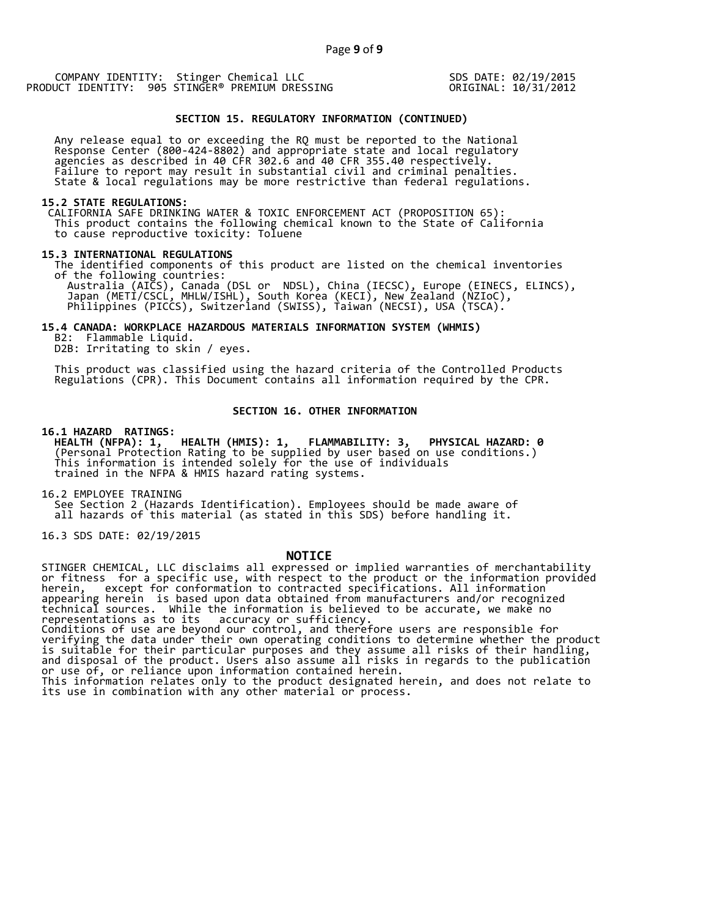## SECTION 15. REGULATORY INFORMATION (CONTINUED)

Any release equal to or exceeding the RQ must be reported to the National Response Center (800-424-8802) and appropriate state and local regulatory agencies as described in 40 CFR 302.6 and 40 CFR 355.40 respectively. Failure to report may result in substantial civil and criminal penalties. State & local regulations may be more restrictive than federal regulations.

**15.2 STATE REGULATIONS:**

CALIFORNIA SAFE DRINKING WATER & TOXIC ENFORCEMENT ACT (PROPOSITION 65): This product contains the following chemical known to the State of California to cause reproductive toxicity: Toluene

**15.3 INTERNATIONAL REGULATIONS**

The identified components of this product are listed on the chemical inventories of the following countries:
Australia (AICS), Canada (DSL or NDSL), China (IECSC), Europe (EINECS, ELINCS), Japan (METI/CSCL, MHLW/ISHL), South Korea (KECI), New Zealand (NZIoC), Philippines (PICCS), Switzerland (SWISS), Taiwan (NECSI), USA (TSCA).

**15.4 CANADA: WORKPLACE HAZARDOUS MATERIALS INFORMATION SYSTEM (WHMIS)**

B2: Flammable Liquid.
D2B: Irritating to skin / eyes.

This product was classified using the hazard criteria of the Controlled Products Regulations (CPR). This Document contains all information required by the CPR.

## SECTION 16. OTHER INFORMATION

**16.1 HAZARD RATINGS:**

**HEALTH (NFPA): 1, HEALTH (HMIS): 1, FLAMMABILITY: 3, PHYSICAL HAZARD: 0**
(Personal Protection Rating to be supplied by user based on use conditions.)
This information is intended solely for the use of individuals trained in the NFPA & HMIS hazard rating systems.

16.2 EMPLOYEE TRAINING

See Section 2 (Hazards Identification). Employees should be made aware of all hazards of this material (as stated in this SDS) before handling it.

16.3 SDS DATE: 02/19/2015

### NOTICE

STINGER CHEMICAL, LLC disclaims all expressed or implied warranties of merchantability or fitness for a specific use, with respect to the product or the information provided herein, except for conformation to contracted specifications. All information appearing herein is based upon data obtained from manufacturers and/or recognized technical sources. While the information is believed to be accurate, we make no representations as to its accuracy or sufficiency.
Conditions of use are beyond our control, and therefore users are responsible for verifying the data under their own operating conditions to determine whether the product is suitable for their particular purposes and they assume all risks of their handling, and disposal of the product. Users also assume all risks in regards to the publication or use of, or reliance upon information contained herein.
This information relates only to the product designated herein, and does not relate to its use in combination with any other material or process.